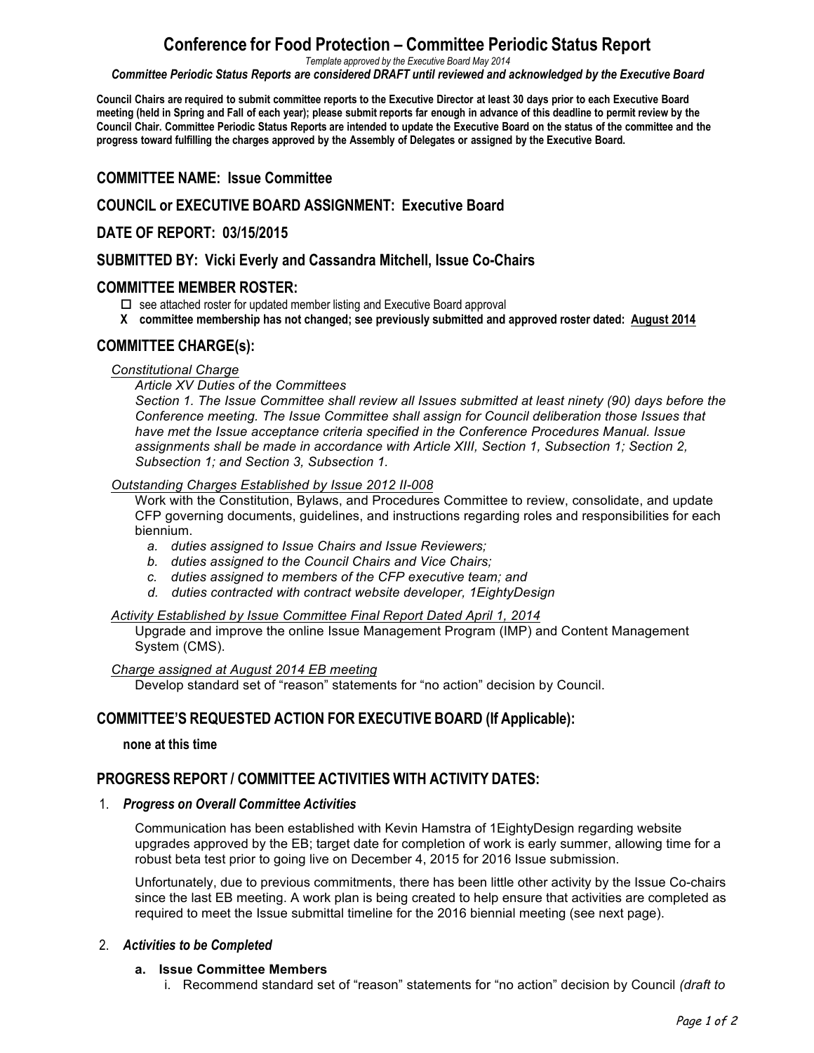# Conference for Food Protection – Committee Periodic Status Report

*Template approved by the Executive Board May 2014*

***Committee Periodic Status Reports are considered DRAFT until reviewed and acknowledged by the Executive Board***

**Council Chairs are required to submit committee reports to the Executive Director at least 30 days prior to each Executive Board meeting (held in Spring and Fall of each year); please submit reports far enough in advance of this deadline to permit review by the Council Chair. Committee Periodic Status Reports are intended to update the Executive Board on the status of the committee and the progress toward fulfilling the charges approved by the Assembly of Delegates or assigned by the Executive Board.**

## COMMITTEE NAME: Issue Committee

## COUNCIL or EXECUTIVE BOARD ASSIGNMENT: Executive Board

## DATE OF REPORT: 03/15/2015

## SUBMITTED BY: Vicki Everly and Cassandra Mitchell, Issue Co-Chairs

## COMMITTEE MEMBER ROSTER:

- ☐ see attached roster for updated member listing and Executive Board approval
- **X committee membership has not changed; see previously submitted and approved roster dated: August 2014**

## COMMITTEE CHARGE(s):

*Constitutional Charge*

*Article XV Duties of the Committees*

*Section 1. The Issue Committee shall review all Issues submitted at least ninety (90) days before the Conference meeting. The Issue Committee shall assign for Council deliberation those Issues that have met the Issue acceptance criteria specified in the Conference Procedures Manual. Issue assignments shall be made in accordance with Article XIII, Section 1, Subsection 1; Section 2, Subsection 1; and Section 3, Subsection 1.*

*Outstanding Charges Established by Issue 2012 II-008*

Work with the Constitution, Bylaws, and Procedures Committee to review, consolidate, and update CFP governing documents, guidelines, and instructions regarding roles and responsibilities for each biennium.

a. *duties assigned to Issue Chairs and Issue Reviewers;*
b. *duties assigned to the Council Chairs and Vice Chairs;*
c. *duties assigned to members of the CFP executive team; and*
d. *duties contracted with contract website developer, 1EightyDesign*

*Activity Established by Issue Committee Final Report Dated April 1, 2014*

Upgrade and improve the online Issue Management Program (IMP) and Content Management System (CMS).

*Charge assigned at August 2014 EB meeting*

Develop standard set of "reason" statements for "no action" decision by Council.

## COMMITTEE'S REQUESTED ACTION FOR EXECUTIVE BOARD (If Applicable):

**none at this time**

## PROGRESS REPORT / COMMITTEE ACTIVITIES WITH ACTIVITY DATES:

1. ***Progress on Overall Committee Activities***

   Communication has been established with Kevin Hamstra of 1EightyDesign regarding website upgrades approved by the EB; target date for completion of work is early summer, allowing time for a robust beta test prior to going live on December 4, 2015 for 2016 Issue submission.

   Unfortunately, due to previous commitments, there has been little other activity by the Issue Co-chairs since the last EB meeting. A work plan is being created to help ensure that activities are completed as required to meet the Issue submittal timeline for the 2016 biennial meeting (see next page).

2. ***Activities to be Completed***

   **a. Issue Committee Members**

   i. Recommend standard set of "reason" statements for "no action" decision by Council *(draft to*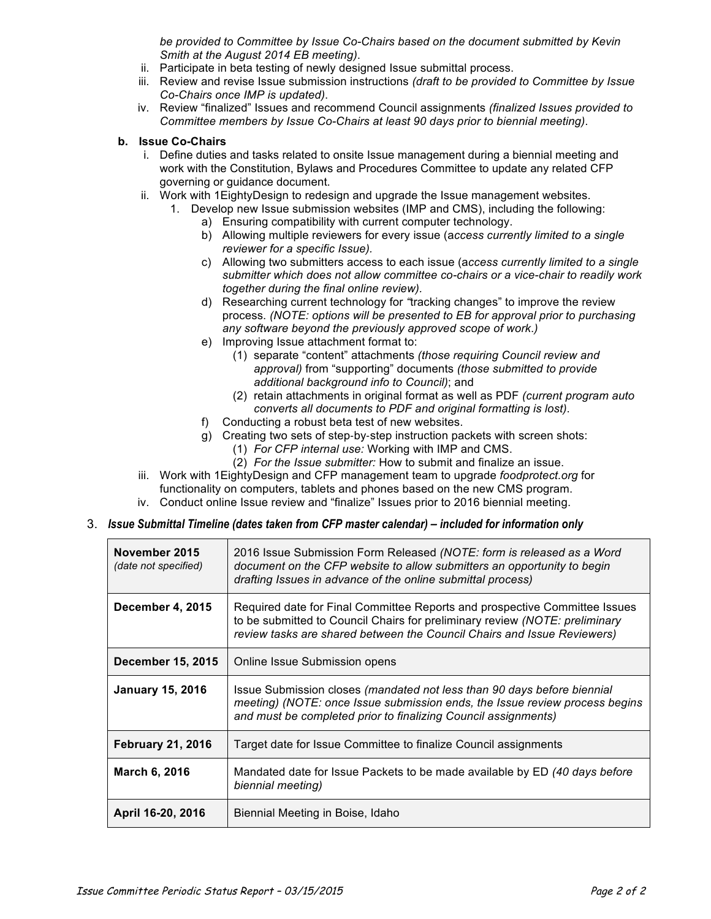*be provided to Committee by Issue Co-Chairs based on the document submitted by Kevin Smith at the August 2014 EB meeting)*.

ii. Participate in beta testing of newly designed Issue submittal process.

iii. Review and revise Issue submission instructions *(draft to be provided to Committee by Issue Co-Chairs once IMP is updated)*.

iv. Review "finalized" Issues and recommend Council assignments *(finalized Issues provided to Committee members by Issue Co-Chairs at least 90 days prior to biennial meeting)*.

**b. Issue Co-Chairs**

i. Define duties and tasks related to onsite Issue management during a biennial meeting and work with the Constitution, Bylaws and Procedures Committee to update any related CFP governing or guidance document.

ii. Work with 1EightyDesign to redesign and upgrade the Issue management websites.

1. Develop new Issue submission websites (IMP and CMS), including the following:
   a) Ensuring compatibility with current computer technology.
   b) Allowing multiple reviewers for every issue (a*ccess currently limited to a single reviewer for a specific Issue).*
   c) Allowing two submitters access to each issue (a*ccess currently limited to a single submitter which does not allow committee co-chairs or a vice-chair to readily work together during the final online review).*
   d) Researching current technology for "tracking changes" to improve the review process. *(NOTE: options will be presented to EB for approval prior to purchasing any software beyond the previously approved scope of work.)*
   e) Improving Issue attachment format to:
      (1) separate "content" attachments *(those requiring Council review and approval)* from "supporting" documents *(those submitted to provide additional background info to Council)*; and
      (2) retain attachments in original format as well as PDF *(current program auto converts all documents to PDF and original formatting is lost)*.
   f) Conducting a robust beta test of new websites.
   g) Creating two sets of step-by-step instruction packets with screen shots:
      (1) *For CFP internal use:* Working with IMP and CMS.
      (2) *For the Issue submitter:* How to submit and finalize an issue.

iii. Work with 1EightyDesign and CFP management team to upgrade *foodprotect.org* for functionality on computers, tablets and phones based on the new CMS program.

iv. Conduct online Issue review and "finalize" Issues prior to 2016 biennial meeting.

3. ***Issue Submittal Timeline (dates taken from CFP master calendar) – included for information only***

| | |
|---|---|
| **November 2015** *(date not specified)* | 2016 Issue Submission Form Released *(NOTE: form is released as a Word document on the CFP website to allow submitters an opportunity to begin drafting Issues in advance of the online submittal process)* |
| **December 4, 2015** | Required date for Final Committee Reports and prospective Committee Issues to be submitted to Council Chairs for preliminary review *(NOTE: preliminary review tasks are shared between the Council Chairs and Issue Reviewers)* |
| **December 15, 2015** | Online Issue Submission opens |
| **January 15, 2016** | Issue Submission closes *(mandated not less than 90 days before biennial meeting) (NOTE: once Issue submission ends, the Issue review process begins and must be completed prior to finalizing Council assignments)* |
| **February 21, 2016** | Target date for Issue Committee to finalize Council assignments |
| **March 6, 2016** | Mandated date for Issue Packets to be made available by ED *(40 days before biennial meeting)* |
| **April 16-20, 2016** | Biennial Meeting in Boise, Idaho |